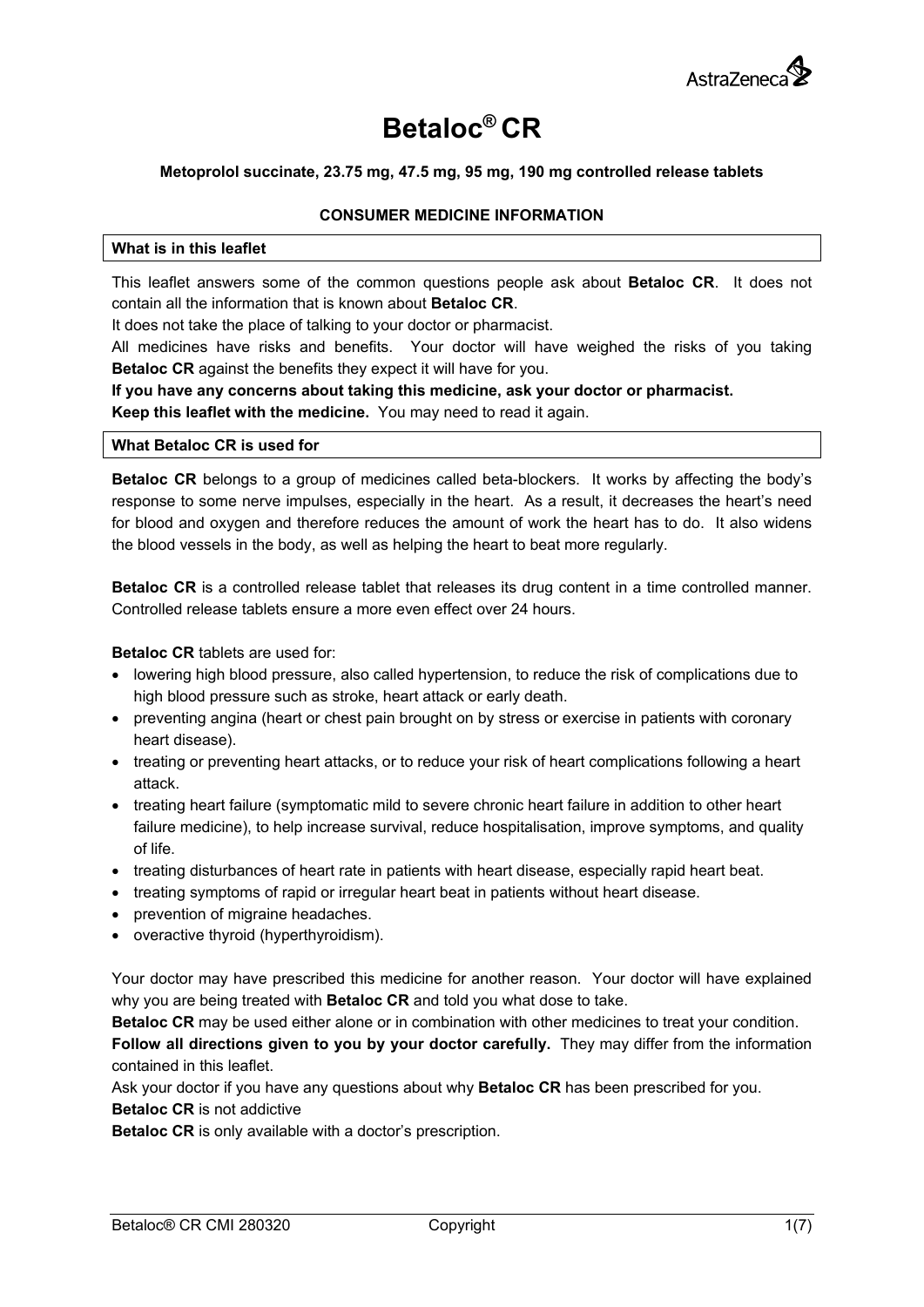# Betaloc® CR

**Metoprolol succinate, 23.75 mg, 47.5 mg, 95 mg, 190 mg controlled release tablets**

**CONSUMER MEDICINE INFORMATION**

## What is in this leaflet

This leaflet answers some of the common questions people ask about **Betaloc CR**. It does not contain all the information that is known about **Betaloc CR**.

It does not take the place of talking to your doctor or pharmacist.

All medicines have risks and benefits. Your doctor will have weighed the risks of you taking **Betaloc CR** against the benefits they expect it will have for you.

**If you have any concerns about taking this medicine, ask your doctor or pharmacist.**

**Keep this leaflet with the medicine.** You may need to read it again.

## What Betaloc CR is used for

**Betaloc CR** belongs to a group of medicines called beta-blockers. It works by affecting the body's response to some nerve impulses, especially in the heart. As a result, it decreases the heart's need for blood and oxygen and therefore reduces the amount of work the heart has to do. It also widens the blood vessels in the body, as well as helping the heart to beat more regularly.

**Betaloc CR** is a controlled release tablet that releases its drug content in a time controlled manner. Controlled release tablets ensure a more even effect over 24 hours.

**Betaloc CR** tablets are used for:

- lowering high blood pressure, also called hypertension, to reduce the risk of complications due to high blood pressure such as stroke, heart attack or early death.
- preventing angina (heart or chest pain brought on by stress or exercise in patients with coronary heart disease).
- treating or preventing heart attacks, or to reduce your risk of heart complications following a heart attack.
- treating heart failure (symptomatic mild to severe chronic heart failure in addition to other heart failure medicine), to help increase survival, reduce hospitalisation, improve symptoms, and quality of life.
- treating disturbances of heart rate in patients with heart disease, especially rapid heart beat.
- treating symptoms of rapid or irregular heart beat in patients without heart disease.
- prevention of migraine headaches.
- overactive thyroid (hyperthyroidism).

Your doctor may have prescribed this medicine for another reason. Your doctor will have explained why you are being treated with **Betaloc CR** and told you what dose to take.

**Betaloc CR** may be used either alone or in combination with other medicines to treat your condition.

**Follow all directions given to you by your doctor carefully.** They may differ from the information contained in this leaflet.

Ask your doctor if you have any questions about why **Betaloc CR** has been prescribed for you.

**Betaloc CR** is not addictive

**Betaloc CR** is only available with a doctor's prescription.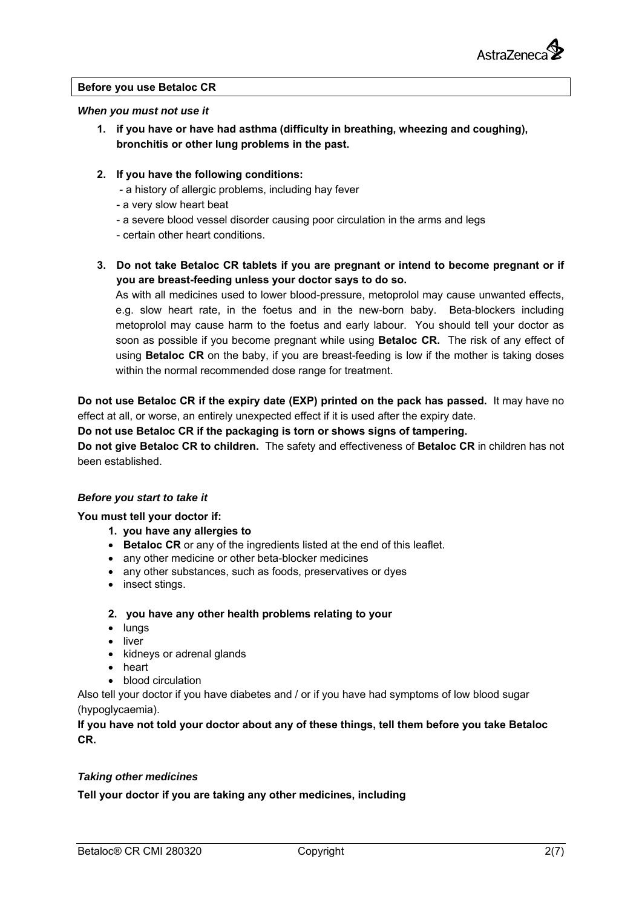## Before you use Betaloc CR

***When you must not use it***

1. **if you have or have had asthma (difficulty in breathing, wheezing and coughing), bronchitis or other lung problems in the past.**

2. **If you have the following conditions:**
   - a history of allergic problems, including hay fever
   - a very slow heart beat
   - a severe blood vessel disorder causing poor circulation in the arms and legs
   - certain other heart conditions.

3. **Do not take Betaloc CR tablets if you are pregnant or intend to become pregnant or if you are breast-feeding unless your doctor says to do so.**
   As with all medicines used to lower blood-pressure, metoprolol may cause unwanted effects, e.g. slow heart rate, in the foetus and in the new-born baby. Beta-blockers including metoprolol may cause harm to the foetus and early labour. You should tell your doctor as soon as possible if you become pregnant while using **Betaloc CR.** The risk of any effect of using **Betaloc CR** on the baby, if you are breast-feeding is low if the mother is taking doses within the normal recommended dose range for treatment.

**Do not use Betaloc CR if the expiry date (EXP) printed on the pack has passed.** It may have no effect at all, or worse, an entirely unexpected effect if it is used after the expiry date.
**Do not use Betaloc CR if the packaging is torn or shows signs of tampering.**
**Do not give Betaloc CR to children.** The safety and effectiveness of **Betaloc CR** in children has not been established.

***Before you start to take it***

**You must tell your doctor if:**

1. **you have any allergies to**
   - **Betaloc CR** or any of the ingredients listed at the end of this leaflet.
   - any other medicine or other beta-blocker medicines
   - any other substances, such as foods, preservatives or dyes
   - insect stings.

2. **you have any other health problems relating to your**
   - lungs
   - liver
   - kidneys or adrenal glands
   - heart
   - blood circulation

Also tell your doctor if you have diabetes and / or if you have had symptoms of low blood sugar (hypoglycaemia).

**If you have not told your doctor about any of these things, tell them before you take Betaloc CR.**

***Taking other medicines***

**Tell your doctor if you are taking any other medicines, including**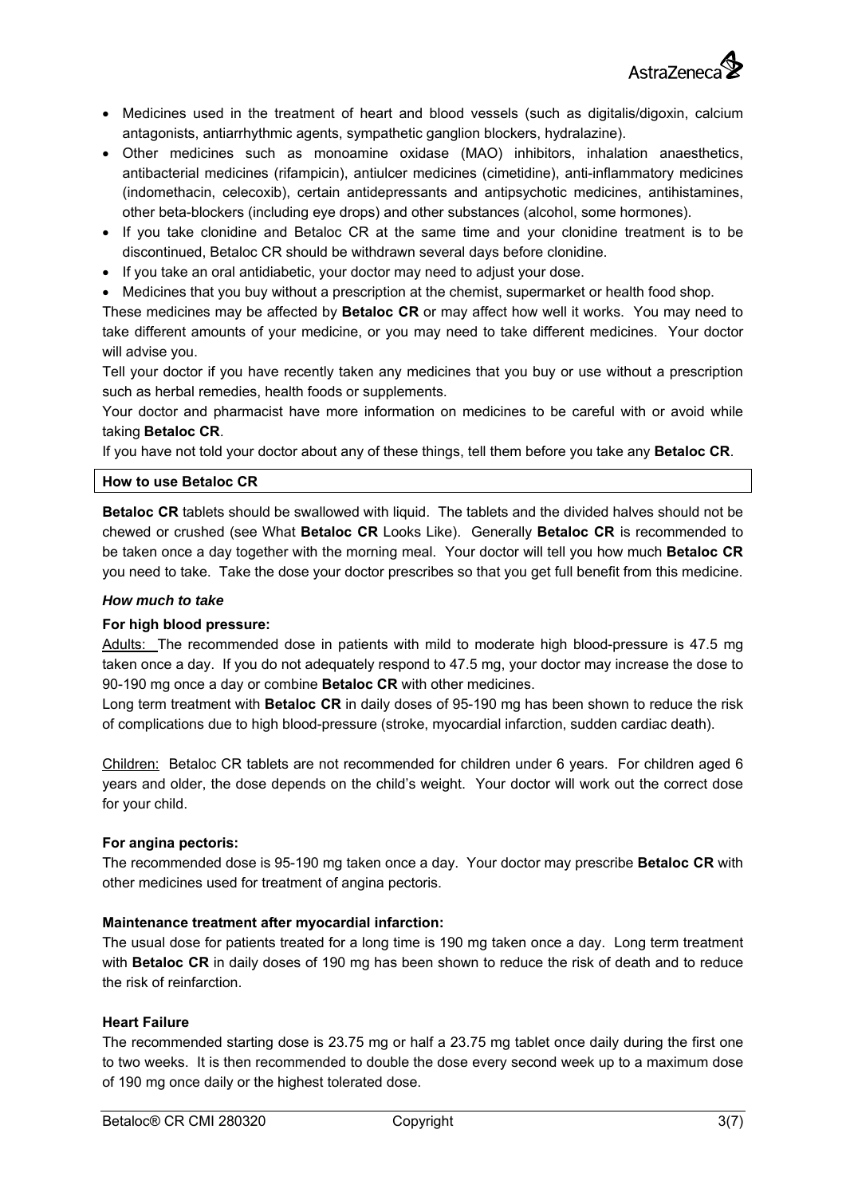- Medicines used in the treatment of heart and blood vessels (such as digitalis/digoxin, calcium antagonists, antiarrhythmic agents, sympathetic ganglion blockers, hydralazine).
- Other medicines such as monoamine oxidase (MAO) inhibitors, inhalation anaesthetics, antibacterial medicines (rifampicin), antiulcer medicines (cimetidine), anti-inflammatory medicines (indomethacin, celecoxib), certain antidepressants and antipsychotic medicines, antihistamines, other beta-blockers (including eye drops) and other substances (alcohol, some hormones).
- If you take clonidine and Betaloc CR at the same time and your clonidine treatment is to be discontinued, Betaloc CR should be withdrawn several days before clonidine.
- If you take an oral antidiabetic, your doctor may need to adjust your dose.
- Medicines that you buy without a prescription at the chemist, supermarket or health food shop.

These medicines may be affected by **Betaloc CR** or may affect how well it works. You may need to take different amounts of your medicine, or you may need to take different medicines. Your doctor will advise you.

Tell your doctor if you have recently taken any medicines that you buy or use without a prescription such as herbal remedies, health foods or supplements.

Your doctor and pharmacist have more information on medicines to be careful with or avoid while taking **Betaloc CR**.

If you have not told your doctor about any of these things, tell them before you take any **Betaloc CR**.

## How to use Betaloc CR

**Betaloc CR** tablets should be swallowed with liquid. The tablets and the divided halves should not be chewed or crushed (see What **Betaloc CR** Looks Like). Generally **Betaloc CR** is recommended to be taken once a day together with the morning meal. Your doctor will tell you how much **Betaloc CR** you need to take. Take the dose your doctor prescribes so that you get full benefit from this medicine.

### *How much to take*

**For high blood pressure:**

Adults: The recommended dose in patients with mild to moderate high blood-pressure is 47.5 mg taken once a day. If you do not adequately respond to 47.5 mg, your doctor may increase the dose to 90-190 mg once a day or combine **Betaloc CR** with other medicines.

Long term treatment with **Betaloc CR** in daily doses of 95-190 mg has been shown to reduce the risk of complications due to high blood-pressure (stroke, myocardial infarction, sudden cardiac death).

Children: Betaloc CR tablets are not recommended for children under 6 years. For children aged 6 years and older, the dose depends on the child's weight. Your doctor will work out the correct dose for your child.

**For angina pectoris:**

The recommended dose is 95-190 mg taken once a day. Your doctor may prescribe **Betaloc CR** with other medicines used for treatment of angina pectoris.

**Maintenance treatment after myocardial infarction:**

The usual dose for patients treated for a long time is 190 mg taken once a day. Long term treatment with **Betaloc CR** in daily doses of 190 mg has been shown to reduce the risk of death and to reduce the risk of reinfarction.

**Heart Failure**

The recommended starting dose is 23.75 mg or half a 23.75 mg tablet once daily during the first one to two weeks. It is then recommended to double the dose every second week up to a maximum dose of 190 mg once daily or the highest tolerated dose.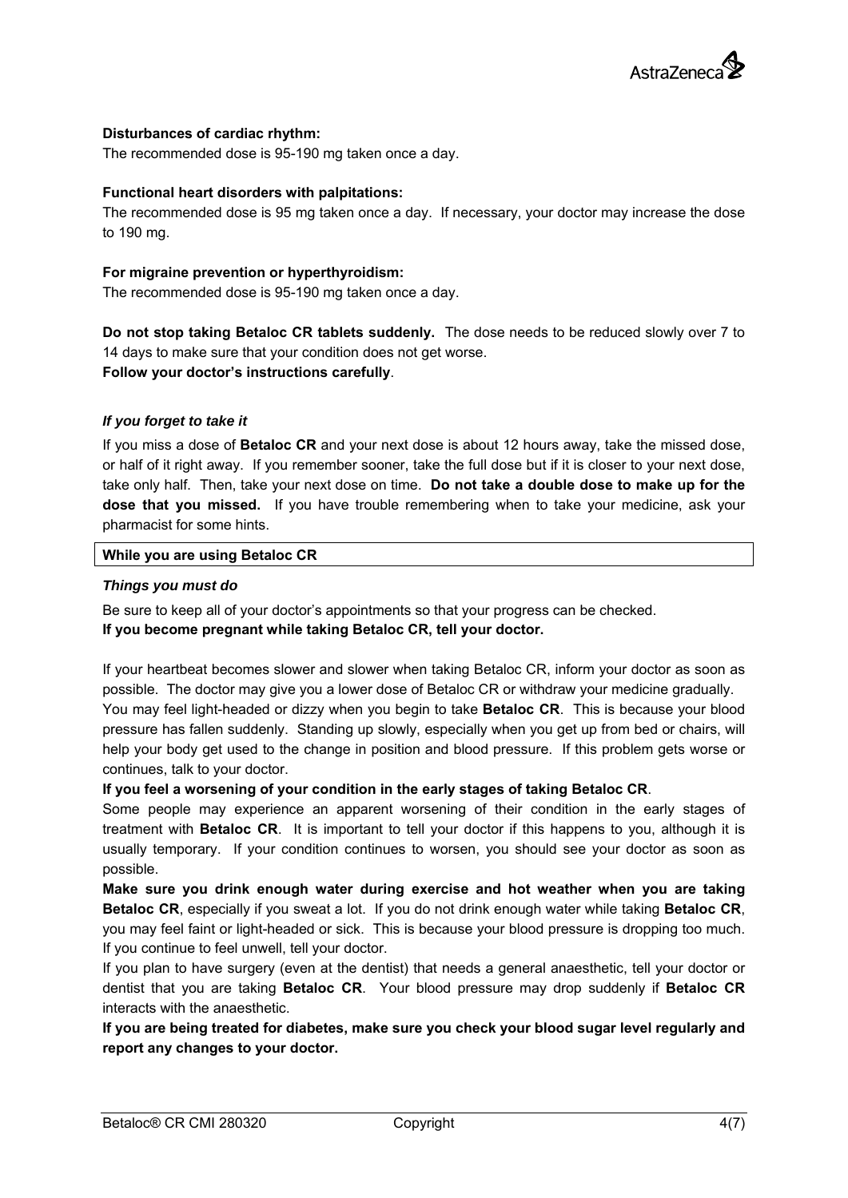**Disturbances of cardiac rhythm:**

The recommended dose is 95-190 mg taken once a day.

**Functional heart disorders with palpitations:**

The recommended dose is 95 mg taken once a day. If necessary, your doctor may increase the dose to 190 mg.

**For migraine prevention or hyperthyroidism:**

The recommended dose is 95-190 mg taken once a day.

**Do not stop taking Betaloc CR tablets suddenly.** The dose needs to be reduced slowly over 7 to 14 days to make sure that your condition does not get worse.
**Follow your doctor's instructions carefully**.

### *If you forget to take it*

If you miss a dose of **Betaloc CR** and your next dose is about 12 hours away, take the missed dose, or half of it right away. If you remember sooner, take the full dose but if it is closer to your next dose, take only half. Then, take your next dose on time. **Do not take a double dose to make up for the dose that you missed.** If you have trouble remembering when to take your medicine, ask your pharmacist for some hints.

## While you are using Betaloc CR

### *Things you must do*

Be sure to keep all of your doctor's appointments so that your progress can be checked.
**If you become pregnant while taking Betaloc CR, tell your doctor.**

If your heartbeat becomes slower and slower when taking Betaloc CR, inform your doctor as soon as possible. The doctor may give you a lower dose of Betaloc CR or withdraw your medicine gradually.
You may feel light-headed or dizzy when you begin to take **Betaloc CR**. This is because your blood pressure has fallen suddenly. Standing up slowly, especially when you get up from bed or chairs, will help your body get used to the change in position and blood pressure. If this problem gets worse or continues, talk to your doctor.

**If you feel a worsening of your condition in the early stages of taking Betaloc CR**.

Some people may experience an apparent worsening of their condition in the early stages of treatment with **Betaloc CR**. It is important to tell your doctor if this happens to you, although it is usually temporary. If your condition continues to worsen, you should see your doctor as soon as possible.

**Make sure you drink enough water during exercise and hot weather when you are taking Betaloc CR**, especially if you sweat a lot. If you do not drink enough water while taking **Betaloc CR**, you may feel faint or light-headed or sick. This is because your blood pressure is dropping too much. If you continue to feel unwell, tell your doctor.

If you plan to have surgery (even at the dentist) that needs a general anaesthetic, tell your doctor or dentist that you are taking **Betaloc CR**. Your blood pressure may drop suddenly if **Betaloc CR** interacts with the anaesthetic.

**If you are being treated for diabetes, make sure you check your blood sugar level regularly and report any changes to your doctor.**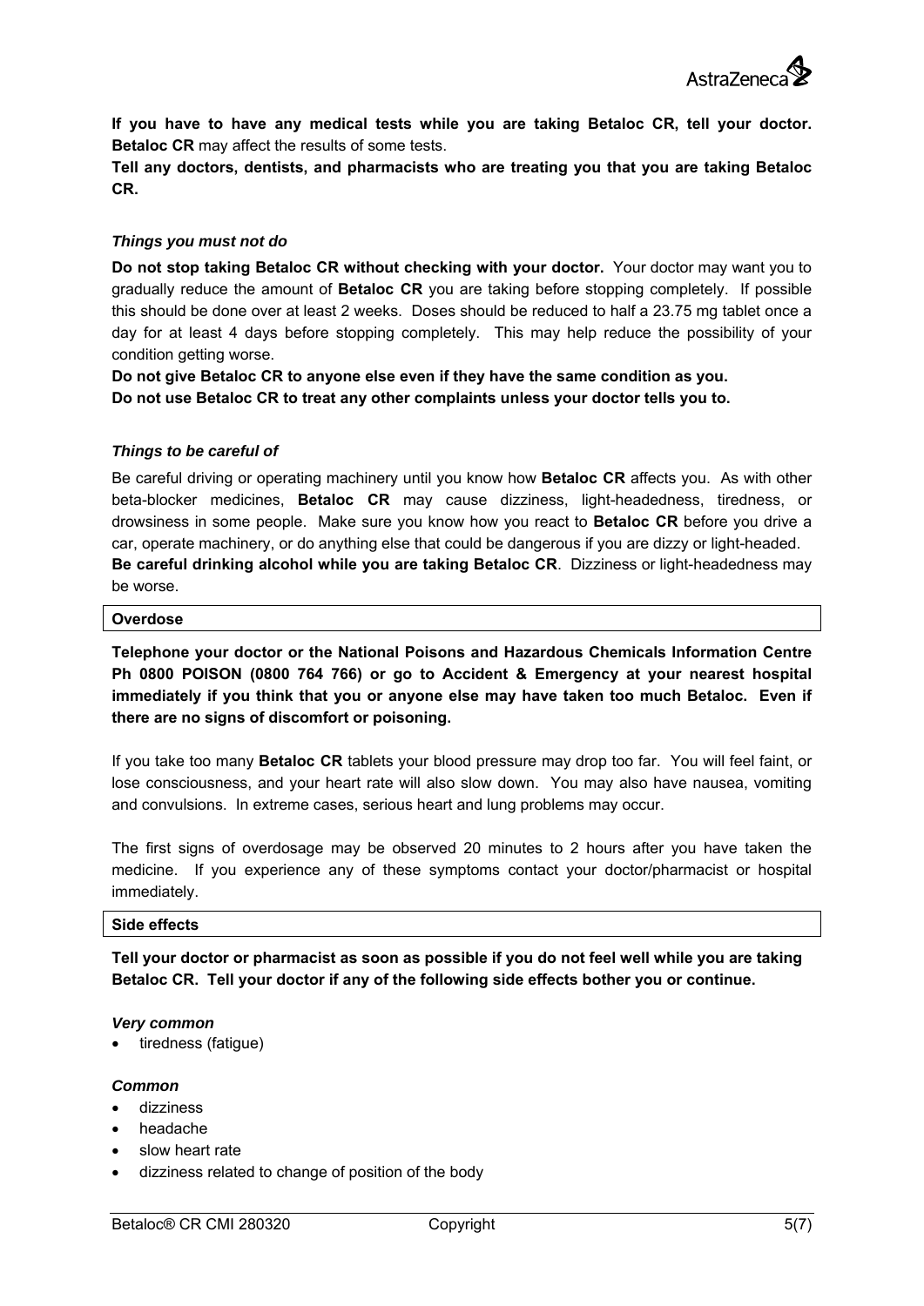**If you have to have any medical tests while you are taking Betaloc CR, tell your doctor. Betaloc CR** may affect the results of some tests.

**Tell any doctors, dentists, and pharmacists who are treating you that you are taking Betaloc CR.**

### *Things you must not do*

**Do not stop taking Betaloc CR without checking with your doctor.** Your doctor may want you to gradually reduce the amount of **Betaloc CR** you are taking before stopping completely. If possible this should be done over at least 2 weeks. Doses should be reduced to half a 23.75 mg tablet once a day for at least 4 days before stopping completely. This may help reduce the possibility of your condition getting worse.

**Do not give Betaloc CR to anyone else even if they have the same condition as you.**

**Do not use Betaloc CR to treat any other complaints unless your doctor tells you to.**

### *Things to be careful of*

Be careful driving or operating machinery until you know how **Betaloc CR** affects you. As with other beta-blocker medicines, **Betaloc CR** may cause dizziness, light-headedness, tiredness, or drowsiness in some people. Make sure you know how you react to **Betaloc CR** before you drive a car, operate machinery, or do anything else that could be dangerous if you are dizzy or light-headed.

**Be careful drinking alcohol while you are taking Betaloc CR**. Dizziness or light-headedness may be worse.

## Overdose

**Telephone your doctor or the National Poisons and Hazardous Chemicals Information Centre Ph 0800 POISON (0800 764 766) or go to Accident & Emergency at your nearest hospital immediately if you think that you or anyone else may have taken too much Betaloc. Even if there are no signs of discomfort or poisoning.**

If you take too many **Betaloc CR** tablets your blood pressure may drop too far. You will feel faint, or lose consciousness, and your heart rate will also slow down. You may also have nausea, vomiting and convulsions. In extreme cases, serious heart and lung problems may occur.

The first signs of overdosage may be observed 20 minutes to 2 hours after you have taken the medicine. If you experience any of these symptoms contact your doctor/pharmacist or hospital immediately.

## Side effects

**Tell your doctor or pharmacist as soon as possible if you do not feel well while you are taking Betaloc CR. Tell your doctor if any of the following side effects bother you or continue.**

### *Very common*

- tiredness (fatigue)

### *Common*

- dizziness
- headache
- slow heart rate
- dizziness related to change of position of the body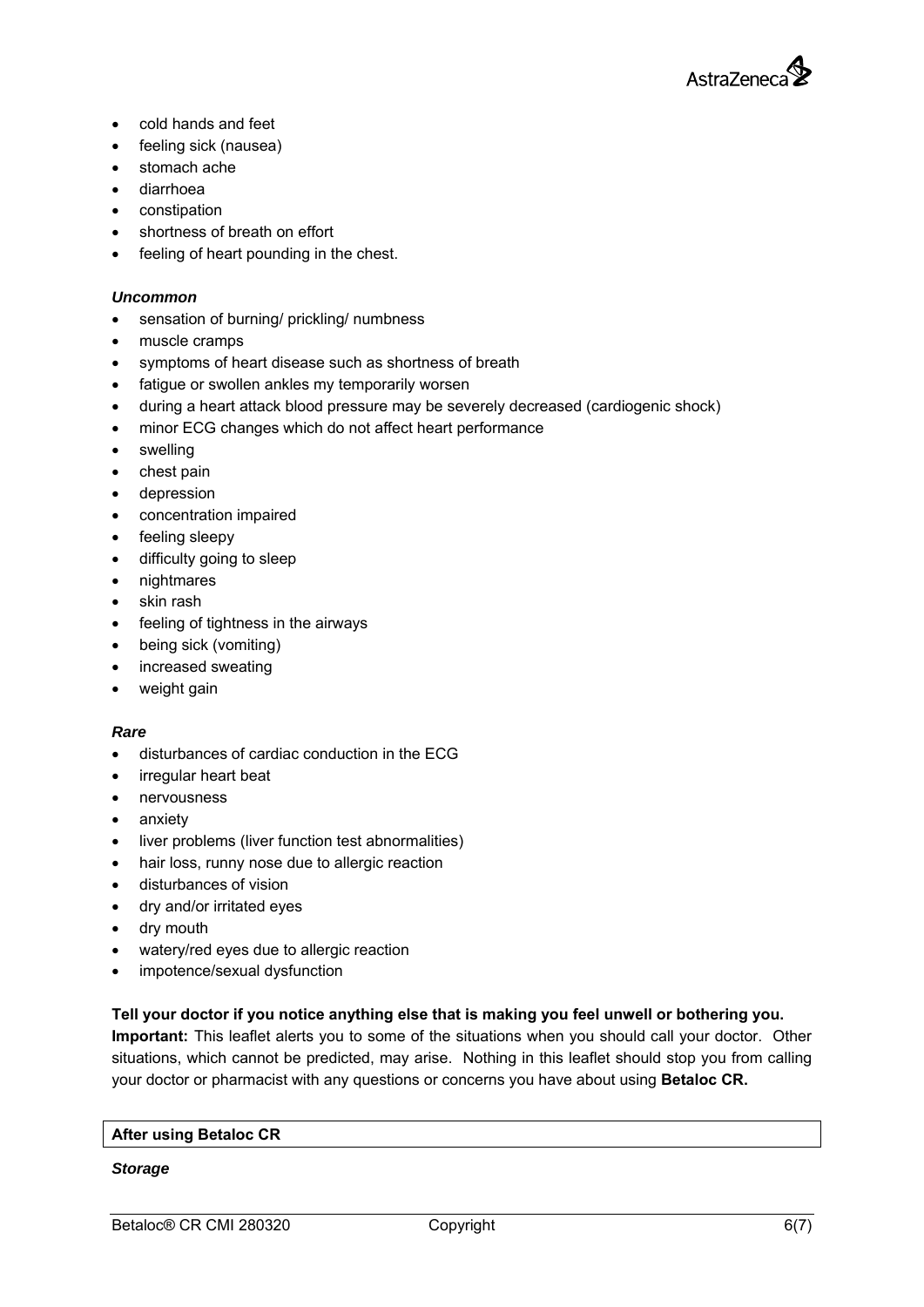- cold hands and feet
- feeling sick (nausea)
- stomach ache
- diarrhoea
- constipation
- shortness of breath on effort
- feeling of heart pounding in the chest.

***Uncommon***

- sensation of burning/ prickling/ numbness
- muscle cramps
- symptoms of heart disease such as shortness of breath
- fatigue or swollen ankles my temporarily worsen
- during a heart attack blood pressure may be severely decreased (cardiogenic shock)
- minor ECG changes which do not affect heart performance
- swelling
- chest pain
- depression
- concentration impaired
- feeling sleepy
- difficulty going to sleep
- nightmares
- skin rash
- feeling of tightness in the airways
- being sick (vomiting)
- increased sweating
- weight gain

***Rare***

- disturbances of cardiac conduction in the ECG
- irregular heart beat
- nervousness
- anxiety
- liver problems (liver function test abnormalities)
- hair loss, runny nose due to allergic reaction
- disturbances of vision
- dry and/or irritated eyes
- dry mouth
- watery/red eyes due to allergic reaction
- impotence/sexual dysfunction

**Tell your doctor if you notice anything else that is making you feel unwell or bothering you.**

**Important:** This leaflet alerts you to some of the situations when you should call your doctor. Other situations, which cannot be predicted, may arise. Nothing in this leaflet should stop you from calling your doctor or pharmacist with any questions or concerns you have about using **Betaloc CR.**

## After using Betaloc CR

***Storage***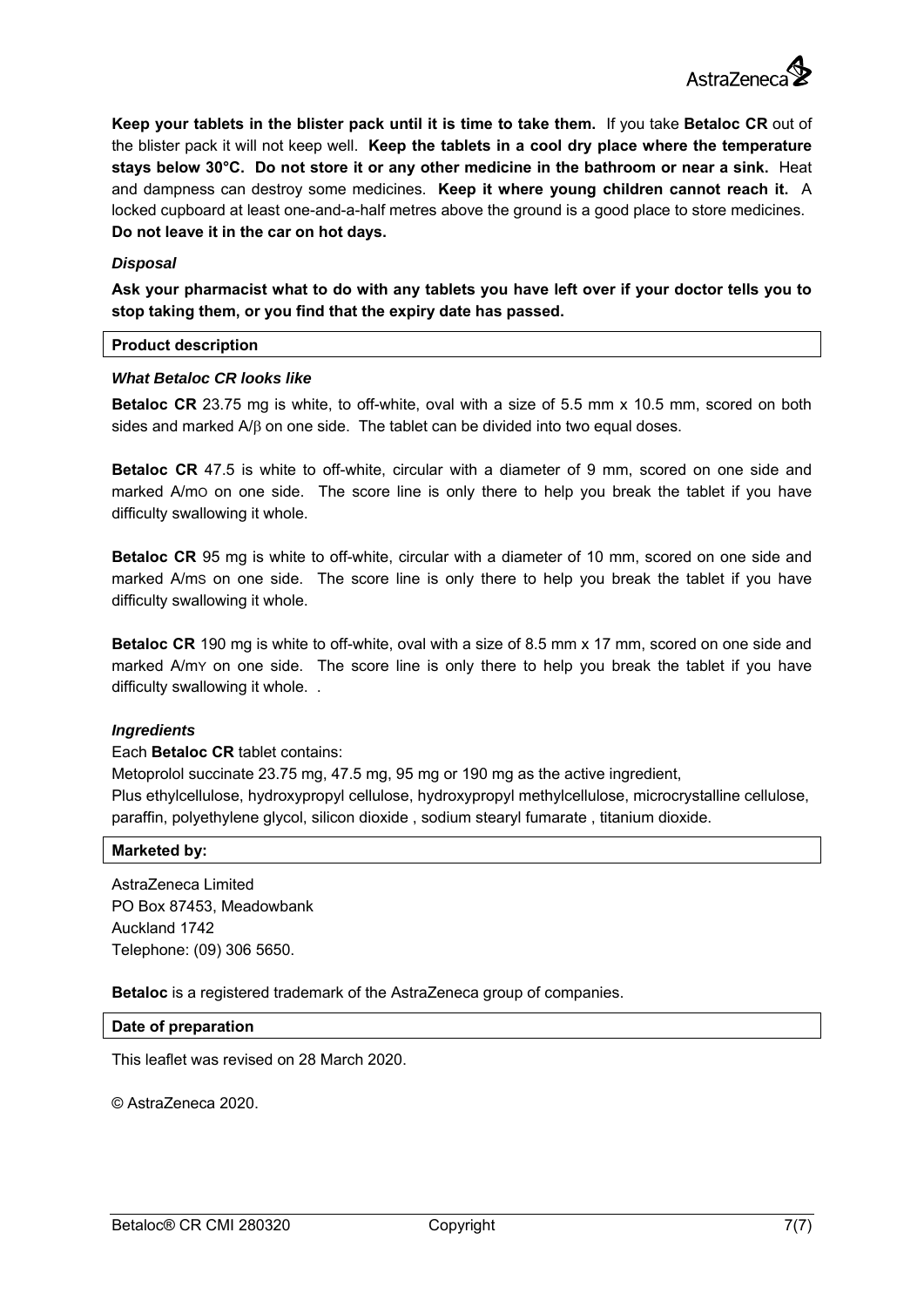**Keep your tablets in the blister pack until it is time to take them.** If you take **Betaloc CR** out of the blister pack it will not keep well. **Keep the tablets in a cool dry place where the temperature stays below 30°C. Do not store it or any other medicine in the bathroom or near a sink.** Heat and dampness can destroy some medicines. **Keep it where young children cannot reach it.** A locked cupboard at least one-and-a-half metres above the ground is a good place to store medicines. **Do not leave it in the car on hot days.**

### *Disposal*

**Ask your pharmacist what to do with any tablets you have left over if your doctor tells you to stop taking them, or you find that the expiry date has passed.**

## Product description

### *What Betaloc CR looks like*

**Betaloc CR** 23.75 mg is white, to off-white, oval with a size of 5.5 mm x 10.5 mm, scored on both sides and marked A/β on one side. The tablet can be divided into two equal doses.

**Betaloc CR** 47.5 is white to off-white, circular with a diameter of 9 mm, scored on one side and marked A/mO on one side. The score line is only there to help you break the tablet if you have difficulty swallowing it whole.

**Betaloc CR** 95 mg is white to off-white, circular with a diameter of 10 mm, scored on one side and marked A/mS on one side. The score line is only there to help you break the tablet if you have difficulty swallowing it whole.

**Betaloc CR** 190 mg is white to off-white, oval with a size of 8.5 mm x 17 mm, scored on one side and marked A/mY on one side. The score line is only there to help you break the tablet if you have difficulty swallowing it whole. .

### *Ingredients*

Each **Betaloc CR** tablet contains:
Metoprolol succinate 23.75 mg, 47.5 mg, 95 mg or 190 mg as the active ingredient,
Plus ethylcellulose, hydroxypropyl cellulose, hydroxypropyl methylcellulose, microcrystalline cellulose, paraffin, polyethylene glycol, silicon dioxide , sodium stearyl fumarate , titanium dioxide.

## Marketed by:

AstraZeneca Limited
PO Box 87453, Meadowbank
Auckland 1742
Telephone: (09) 306 5650.

**Betaloc** is a registered trademark of the AstraZeneca group of companies.

## Date of preparation

This leaflet was revised on 28 March 2020.

© AstraZeneca 2020.